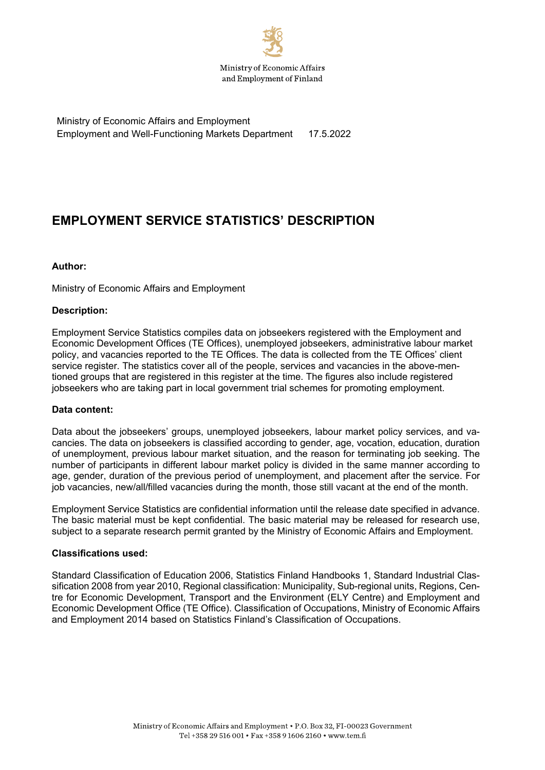Ministry of Economic Affairs and Employment of Finland

Ministry of Economic Affairs and Employment
Employment and Well-Functioning Markets Department 17.5.2022

# EMPLOYMENT SERVICE STATISTICS' DESCRIPTION

**Author:**

Ministry of Economic Affairs and Employment

**Description:**

Employment Service Statistics compiles data on jobseekers registered with the Employment and Economic Development Offices (TE Offices), unemployed jobseekers, administrative labour market policy, and vacancies reported to the TE Offices. The data is collected from the TE Offices' client service register. The statistics cover all of the people, services and vacancies in the above-mentioned groups that are registered in this register at the time. The figures also include registered jobseekers who are taking part in local government trial schemes for promoting employment.

**Data content:**

Data about the jobseekers' groups, unemployed jobseekers, labour market policy services, and vacancies. The data on jobseekers is classified according to gender, age, vocation, education, duration of unemployment, previous labour market situation, and the reason for terminating job seeking. The number of participants in different labour market policy is divided in the same manner according to age, gender, duration of the previous period of unemployment, and placement after the service. For job vacancies, new/all/filled vacancies during the month, those still vacant at the end of the month.

Employment Service Statistics are confidential information until the release date specified in advance. The basic material must be kept confidential. The basic material may be released for research use, subject to a separate research permit granted by the Ministry of Economic Affairs and Employment.

**Classifications used:**

Standard Classification of Education 2006, Statistics Finland Handbooks 1, Standard Industrial Classification 2008 from year 2010, Regional classification: Municipality, Sub-regional units, Regions, Centre for Economic Development, Transport and the Environment (ELY Centre) and Employment and Economic Development Office (TE Office). Classification of Occupations, Ministry of Economic Affairs and Employment 2014 based on Statistics Finland's Classification of Occupations.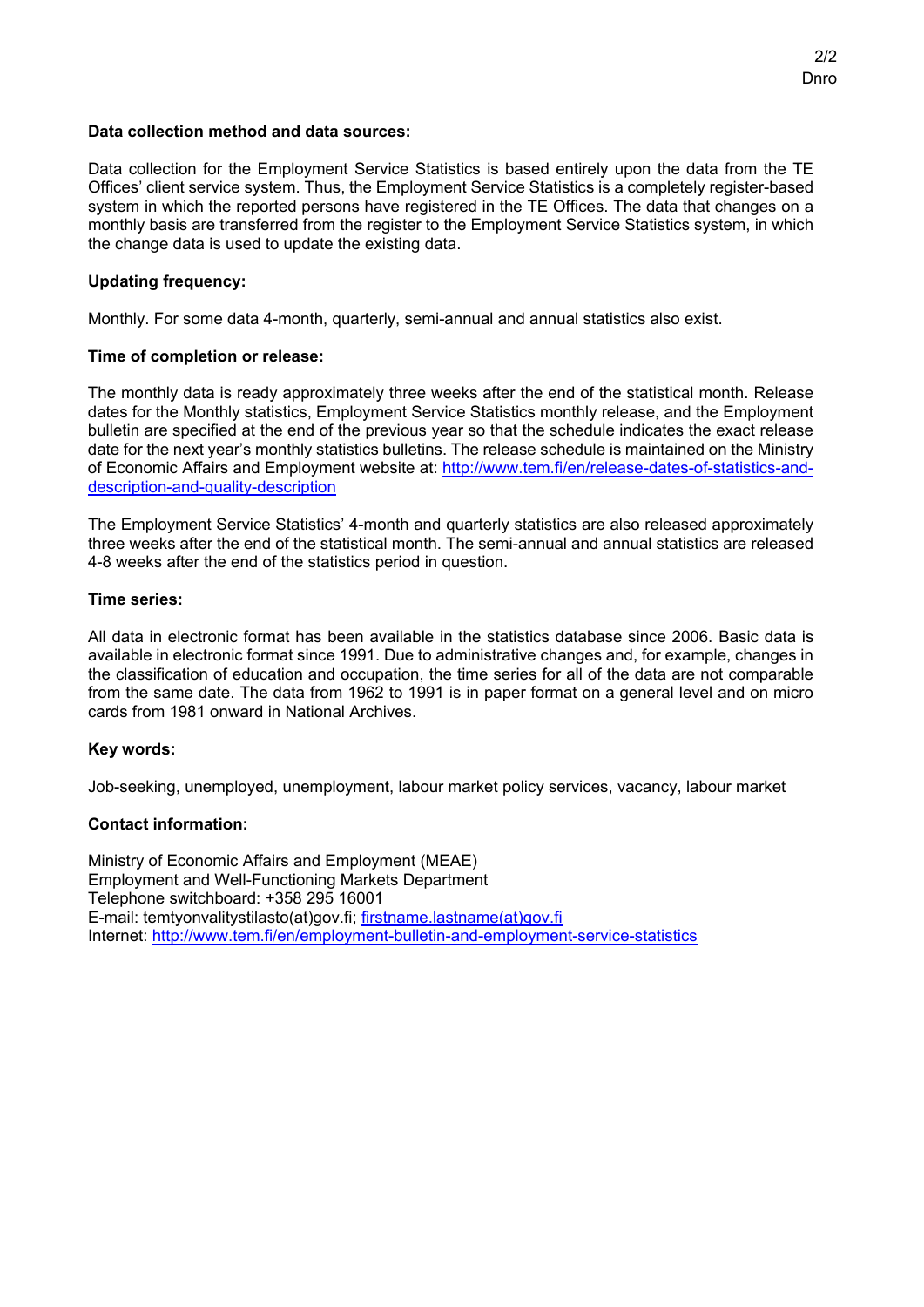**Data collection method and data sources:**

Data collection for the Employment Service Statistics is based entirely upon the data from the TE Offices' client service system. Thus, the Employment Service Statistics is a completely register-based system in which the reported persons have registered in the TE Offices. The data that changes on a monthly basis are transferred from the register to the Employment Service Statistics system, in which the change data is used to update the existing data.

**Updating frequency:**

Monthly. For some data 4-month, quarterly, semi-annual and annual statistics also exist.

**Time of completion or release:**

The monthly data is ready approximately three weeks after the end of the statistical month. Release dates for the Monthly statistics, Employment Service Statistics monthly release, and the Employment bulletin are specified at the end of the previous year so that the schedule indicates the exact release date for the next year's monthly statistics bulletins. The release schedule is maintained on the Ministry of Economic Affairs and Employment website at: http://www.tem.fi/en/release-dates-of-statistics-and-description-and-quality-description

The Employment Service Statistics' 4-month and quarterly statistics are also released approximately three weeks after the end of the statistical month. The semi-annual and annual statistics are released 4-8 weeks after the end of the statistics period in question.

**Time series:**

All data in electronic format has been available in the statistics database since 2006. Basic data is available in electronic format since 1991. Due to administrative changes and, for example, changes in the classification of education and occupation, the time series for all of the data are not comparable from the same date. The data from 1962 to 1991 is in paper format on a general level and on micro cards from 1981 onward in National Archives.

**Key words:**

Job-seeking, unemployed, unemployment, labour market policy services, vacancy, labour market

**Contact information:**

Ministry of Economic Affairs and Employment (MEAE)
Employment and Well-Functioning Markets Department
Telephone switchboard: +358 295 16001
E-mail: temtyonvalitystilasto(at)gov.fi; firstname.lastname(at)gov.fi
Internet: http://www.tem.fi/en/employment-bulletin-and-employment-service-statistics